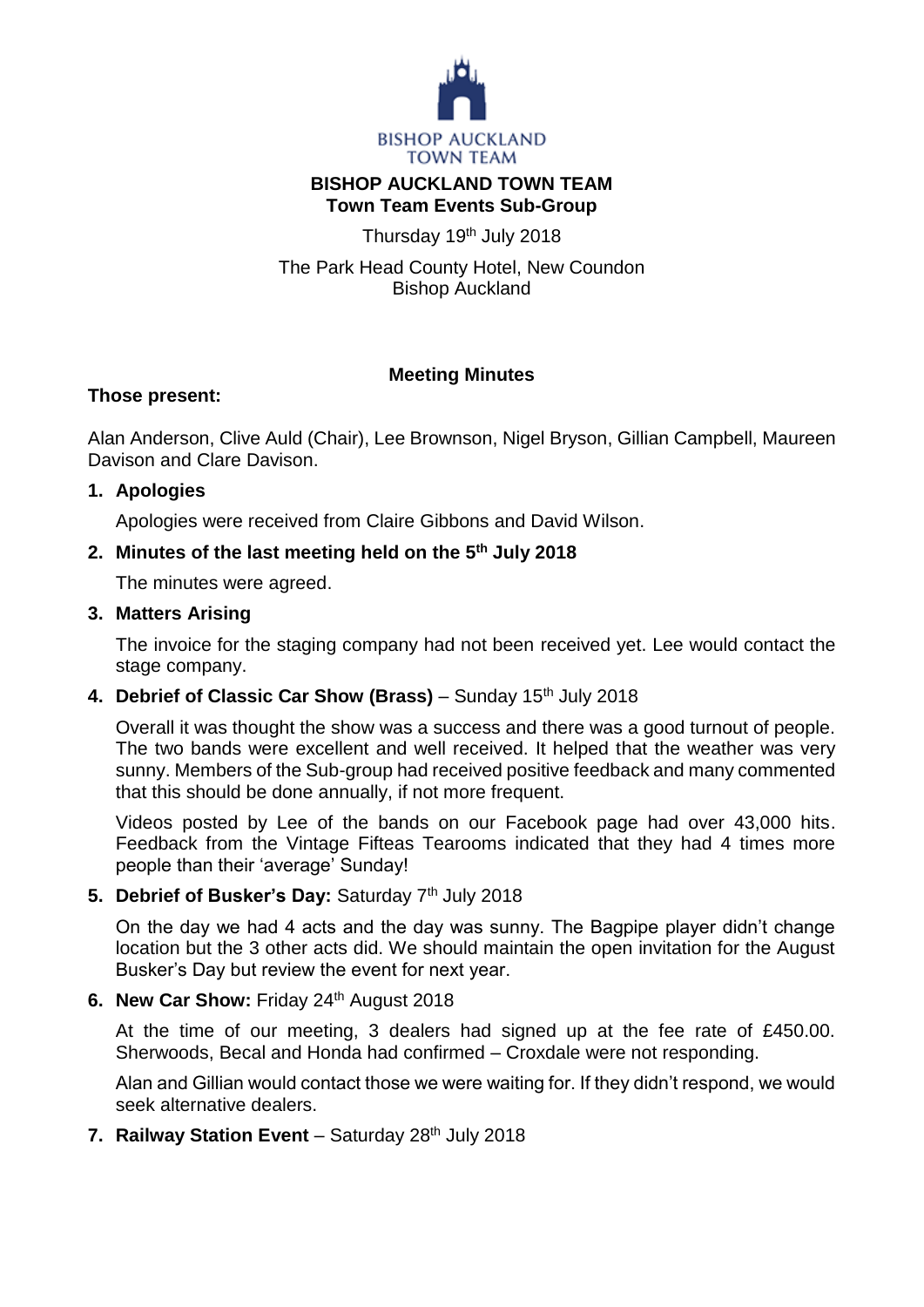BISHOP AUCKLAND TOWN TEAM

# BISHOP AUCKLAND TOWN TEAM

## Town Team Events Sub-Group

Thursday 19th July 2018

The Park Head County Hotel, New Coundon
Bishop Auckland

### Meeting Minutes

**Those present:**

Alan Anderson, Clive Auld (Chair), Lee Brownson, Nigel Bryson, Gillian Campbell, Maureen Davison and Clare Davison.

1. **Apologies**

   Apologies were received from Claire Gibbons and David Wilson.

2. **Minutes of the last meeting held on the 5th July 2018**

   The minutes were agreed.

3. **Matters Arising**

   The invoice for the staging company had not been received yet. Lee would contact the stage company.

4. **Debrief of Classic Car Show (Brass)** – Sunday 15th July 2018

   Overall it was thought the show was a success and there was a good turnout of people. The two bands were excellent and well received. It helped that the weather was very sunny. Members of the Sub-group had received positive feedback and many commented that this should be done annually, if not more frequent.

   Videos posted by Lee of the bands on our Facebook page had over 43,000 hits. Feedback from the Vintage Fifteas Tearooms indicated that they had 4 times more people than their 'average' Sunday!

5. **Debrief of Busker's Day:** Saturday 7th July 2018

   On the day we had 4 acts and the day was sunny. The Bagpipe player didn't change location but the 3 other acts did. We should maintain the open invitation for the August Busker's Day but review the event for next year.

6. **New Car Show:** Friday 24th August 2018

   At the time of our meeting, 3 dealers had signed up at the fee rate of £450.00. Sherwoods, Becal and Honda had confirmed – Croxdale were not responding.

   Alan and Gillian would contact those we were waiting for. If they didn't respond, we would seek alternative dealers.

7. **Railway Station Event** – Saturday 28th July 2018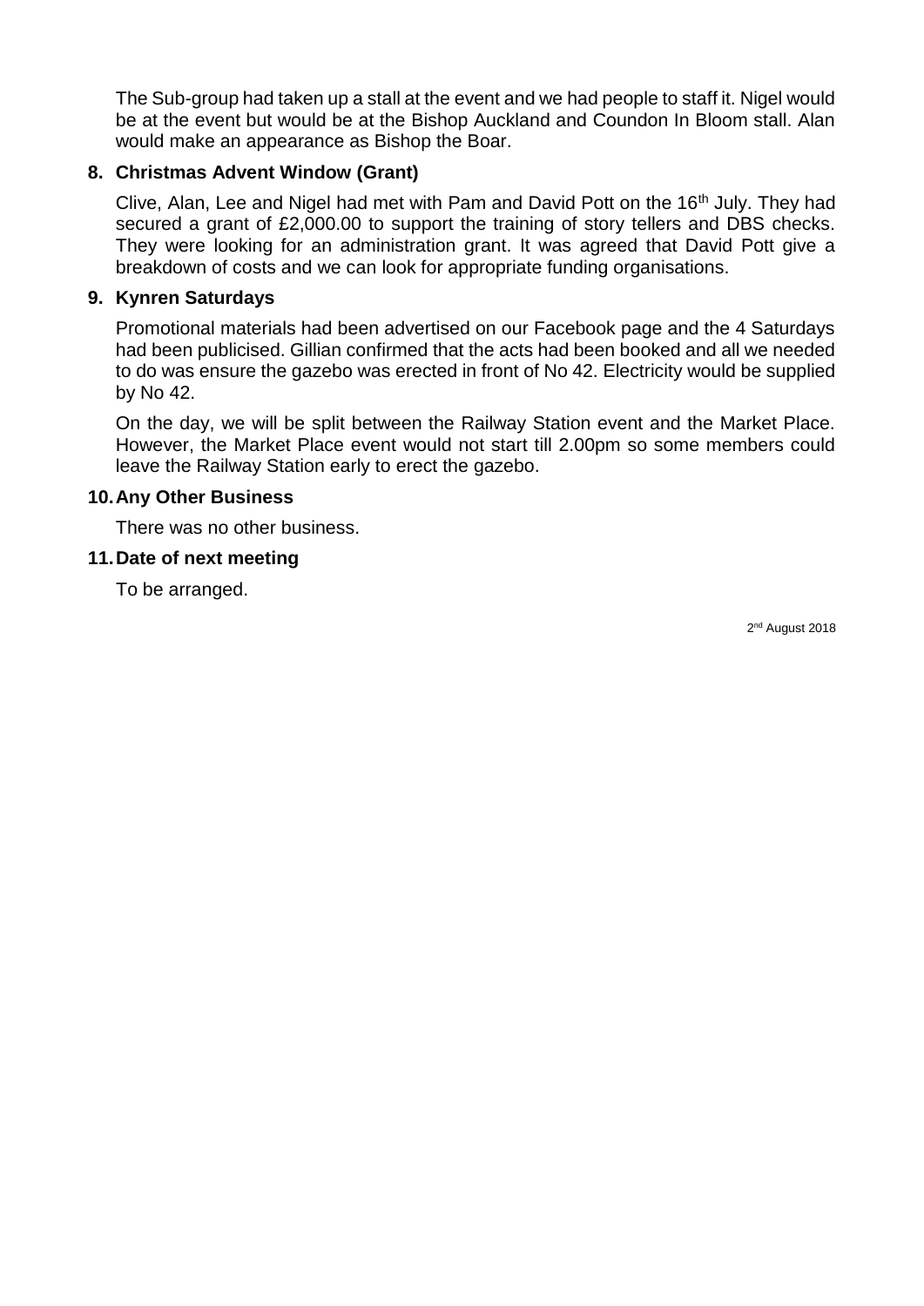The Sub-group had taken up a stall at the event and we had people to staff it. Nigel would be at the event but would be at the Bishop Auckland and Coundon In Bloom stall. Alan would make an appearance as Bishop the Boar.

**8. Christmas Advent Window (Grant)**

Clive, Alan, Lee and Nigel had met with Pam and David Pott on the 16th July. They had secured a grant of £2,000.00 to support the training of story tellers and DBS checks. They were looking for an administration grant. It was agreed that David Pott give a breakdown of costs and we can look for appropriate funding organisations.

**9. Kynren Saturdays**

Promotional materials had been advertised on our Facebook page and the 4 Saturdays had been publicised. Gillian confirmed that the acts had been booked and all we needed to do was ensure the gazebo was erected in front of No 42. Electricity would be supplied by No 42.

On the day, we will be split between the Railway Station event and the Market Place. However, the Market Place event would not start till 2.00pm so some members could leave the Railway Station early to erect the gazebo.

**10. Any Other Business**

There was no other business.

**11. Date of next meeting**

To be arranged.

2nd August 2018